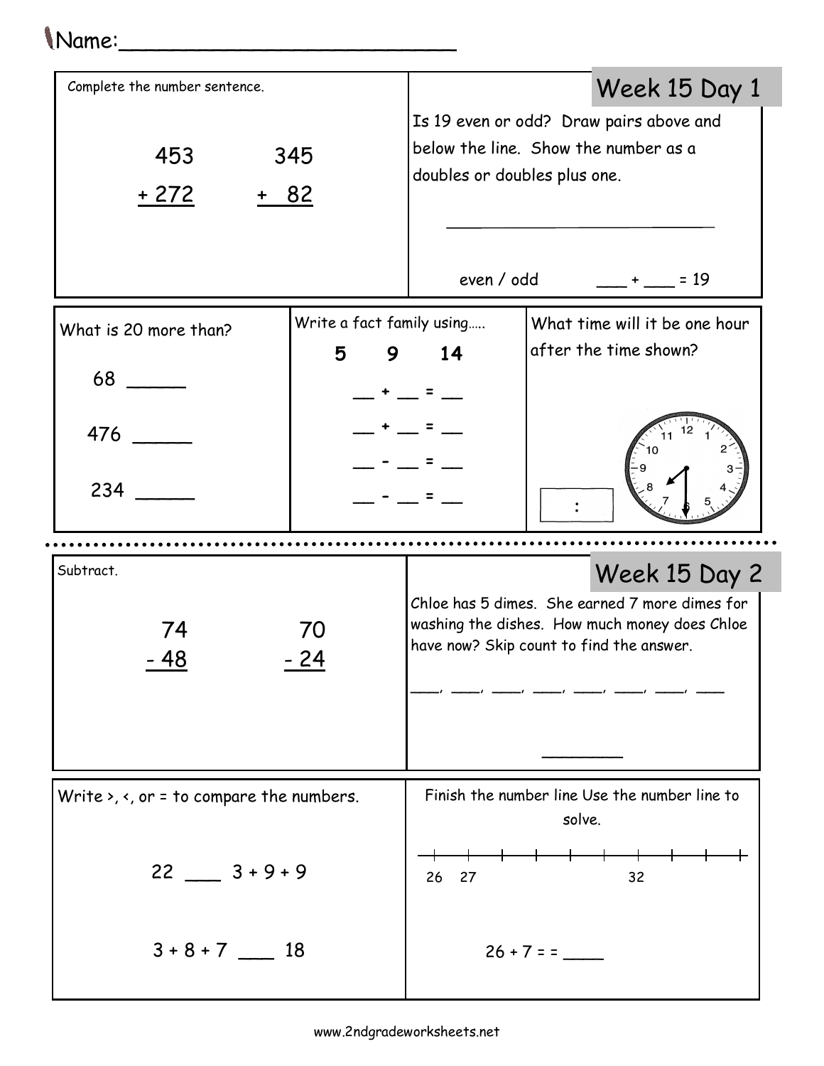Name:\_\_\_\_\_\_\_\_\_\_\_\_\_\_\_\_\_\_\_\_\_\_\_\_\_

## Week 15 Day 1

**Complete the number sentence.**

$$\begin{array}{r} 453 \\ +\ 272 \\ \hline \end{array} \qquad \begin{array}{r} 345 \\ +\ 82 \\ \hline \end{array}$$

**Is 19 even or odd? Draw pairs above and below the line. Show the number as a doubles or doubles plus one.**

\_\_\_\_\_\_\_\_\_\_\_\_\_\_\_\_\_\_\_\_\_\_\_\_\_\_\_\_\_\_

even / odd ___ + ___ = 19

**What is 20 more than?**

68 ______

476 ______

234 ______

**Write a fact family using.....**

5 9 14

__ + __ = __

__ + __ = __

__ - __ = __

__ - __ = __

**What time will it be one hour after the time shown?**

[ : ]

## Week 15 Day 2

**Subtract.**

$$\begin{array}{r} 74 \\ -\ 48 \\ \hline \end{array} \qquad \begin{array}{r} 70 \\ -\ 24 \\ \hline \end{array}$$

**Chloe has 5 dimes. She earned 7 more dimes for washing the dishes. How much money does Chloe have now? Skip count to find the answer.**

\_\_\_\_, \_\_\_\_, \_\_\_\_, \_\_\_\_, \_\_\_\_, \_\_\_\_, \_\_\_\_, \_\_\_\_

\_\_\_\_\_\_\_\_

**Write >, <, or = to compare the numbers.**

22 ___ 3 + 9 + 9

3 + 8 + 7 ___ 18

**Finish the number line Use the number line to solve.**

26 27 32

26 + 7 = = ____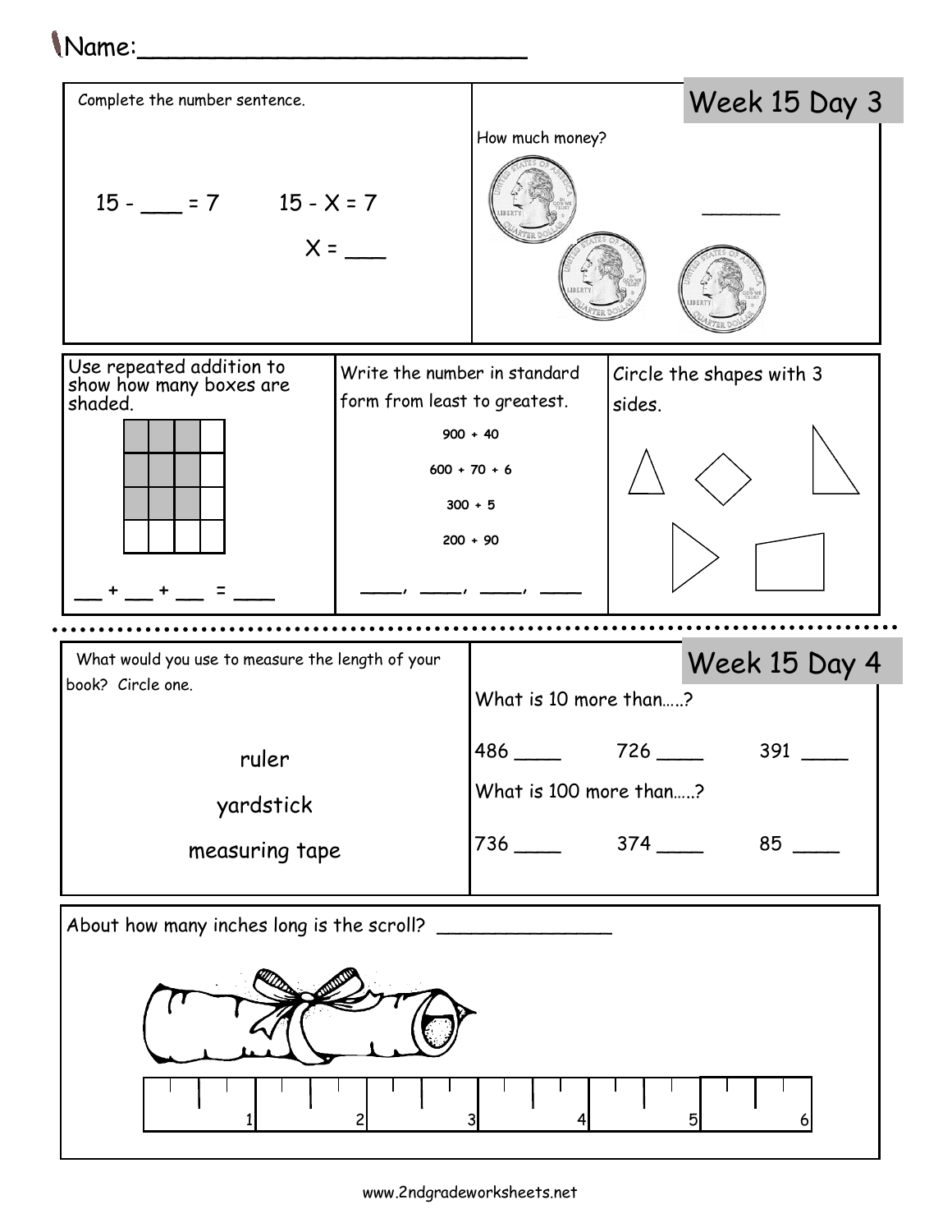Name:\_\_\_\_\_\_\_\_\_\_\_\_\_\_\_\_\_\_\_\_\_\_\_\_\_\_

## Week 15 Day 3

Complete the number sentence.

15 - \_\_\_ = 7        15 - X = 7

X = \_\_\_

How much money?

\_\_\_\_\_\_

Use repeated addition to show how many boxes are shaded.

\_\_ + \_\_ + \_\_ = \_\_\_

Write the number in standard form from least to greatest.

900 + 40

600 + 70 + 6

300 + 5

200 + 90

\_\_\_\_, \_\_\_\_, \_\_\_\_, \_\_\_\_

Circle the shapes with 3 sides.

## Week 15 Day 4

What would you use to measure the length of your book? Circle one.

ruler

yardstick

measuring tape

What is 10 more than.....?

486 \_\_\_\_    726 \_\_\_\_    391 \_\_\_\_

What is 100 more than.....?

736 \_\_\_\_    374 \_\_\_\_    85 \_\_\_\_

About how many inches long is the scroll? \_\_\_\_\_\_\_\_\_\_\_\_\_\_

1  2  3  4  5  6

www.2ndgradeworksheets.net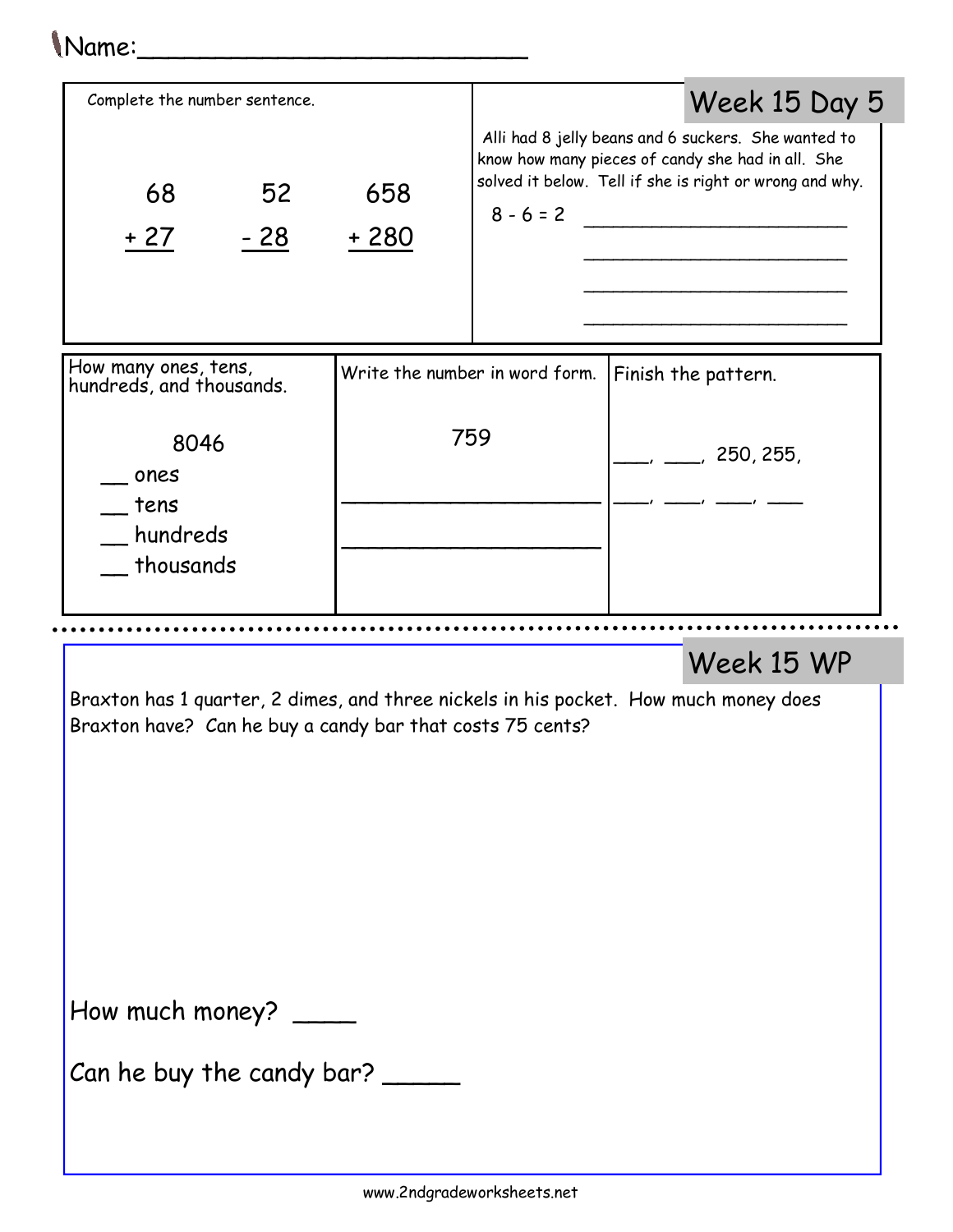Name:_________________________

## Week 15 Day 5

Complete the number sentence.

$$\begin{array}{r} 68 \\ +\ 27 \\ \hline \end{array} \qquad \begin{array}{r} 52 \\ -\ 28 \\ \hline \end{array} \qquad \begin{array}{r} 658 \\ +\ 280 \\ \hline \end{array}$$

Alli had 8 jelly beans and 6 suckers. She wanted to know how many pieces of candy she had in all. She solved it below. Tell if she is right or wrong and why.

8 - 6 = 2 ________________________

________________________

________________________

________________________

How many ones, tens, hundreds, and thousands.

8046

__ ones

__ tens

__ hundreds

__ thousands

Write the number in word form.

759

______________________

______________________

Finish the pattern.

___, ___, 250, 255,

___, ___, ___, ___

## Week 15 WP

Braxton has 1 quarter, 2 dimes, and three nickels in his pocket. How much money does Braxton have? Can he buy a candy bar that costs 75 cents?

How much money? ____

Can he buy the candy bar? _____

www.2ndgradeworksheets.net